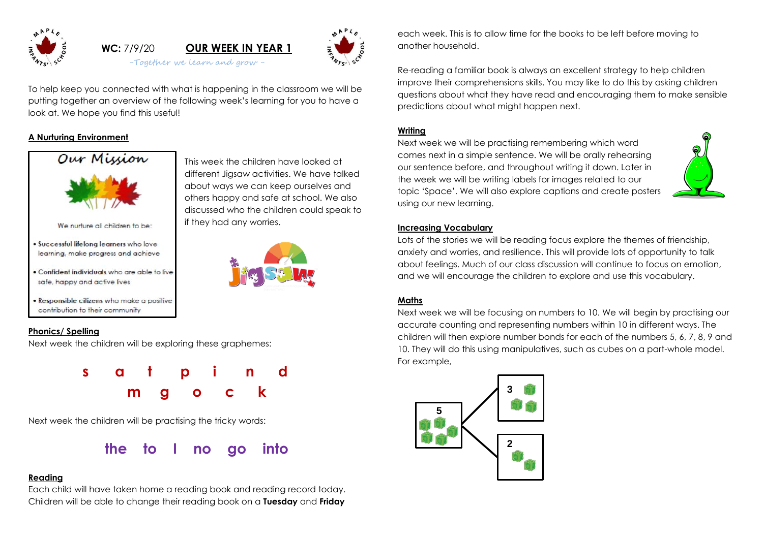**WC:** 7/9/20 **OUR WEEK IN YEAR 1**

*–Together we learn and grow –*

To help keep you connected with what is happening in the classroom we will be putting together an overview of the following week's learning for you to have a look at. We hope you find this useful!

**A Nurturing Environment**

Our Mission

We nurture all children to be:

- **Successful lifelong learners** who love learning, make progress and achieve
- **Confident individuals** who are able to live safe, happy and active lives
- **Responsible citizens** who make a positive contribution to their community

This week the children have looked at different Jigsaw activities. We have talked about ways we can keep ourselves and others happy and safe at school. We also discussed who the children could speak to if they had any worries.

**Phonics/ Spelling**

Next week the children will be exploring these graphemes:

**s a t p i n d**
**m g o c k**

Next week the children will be practising the tricky words:

**the to I no go into**

**Reading**

Each child will have taken home a reading book and reading record today. Children will be able to change their reading book on a **Tuesday** and **Friday** each week. This is to allow time for the books to be left before moving to another household.

Re-reading a familiar book is always an excellent strategy to help children improve their comprehensions skills. You may like to do this by asking children questions about what they have read and encouraging them to make sensible predictions about what might happen next.

**Writing**

Next week we will be practising remembering which word comes next in a simple sentence. We will be orally rehearsing our sentence before, and throughout writing it down. Later in the week we will be writing labels for images related to our topic 'Space'. We will also explore captions and create posters using our new learning.

**Increasing Vocabulary**

Lots of the stories we will be reading focus explore the themes of friendship, anxiety and worries, and resilience. This will provide lots of opportunity to talk about feelings. Much of our class discussion will continue to focus on emotion, and we will encourage the children to explore and use this vocabulary.

**Maths**

Next week we will be focusing on numbers to 10. We will begin by practising our accurate counting and representing numbers within 10 in different ways. The children will then explore number bonds for each of the numbers 5, 6, 7, 8, 9 and 10. They will do this using manipulatives, such as cubes on a part-whole model. For example,

5 — 3, 2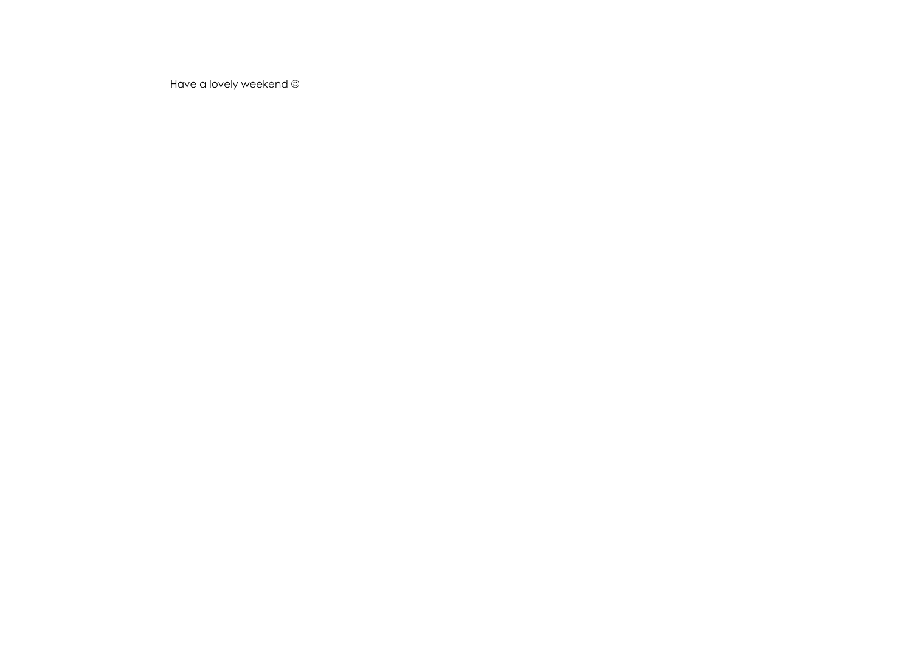Have a lovely weekend ☺